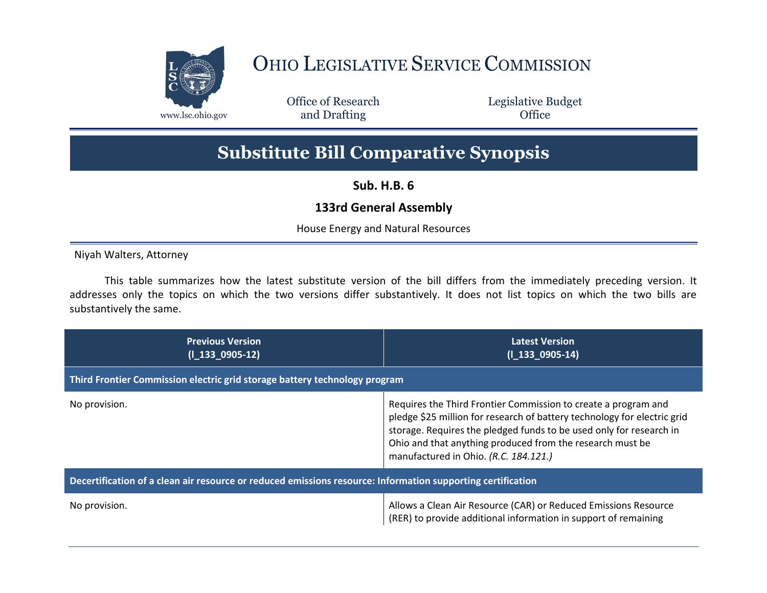# OHIO LEGISLATIVE SERVICE COMMISSION

www.lsc.ohio.gov

Office of Research and Drafting

Legislative Budget Office

## Substitute Bill Comparative Synopsis

**Sub. H.B. 6**

**133rd General Assembly**

House Energy and Natural Resources

Niyah Walters, Attorney

This table summarizes how the latest substitute version of the bill differs from the immediately preceding version. It addresses only the topics on which the two versions differ substantively. It does not list topics on which the two bills are substantively the same.

| Previous Version (l_133_0905-12) | Latest Version (l_133_0905-14) |
|---|---|
| **Third Frontier Commission electric grid storage battery technology program** | |
| No provision. | Requires the Third Frontier Commission to create a program and pledge $25 million for research of battery technology for electric grid storage. Requires the pledged funds to be used only for research in Ohio and that anything produced from the research must be manufactured in Ohio. *(R.C. 184.121.)* |
| **Decertification of a clean air resource or reduced emissions resource: Information supporting certification** | |
| No provision. | Allows a Clean Air Resource (CAR) or Reduced Emissions Resource (RER) to provide additional information in support of remaining |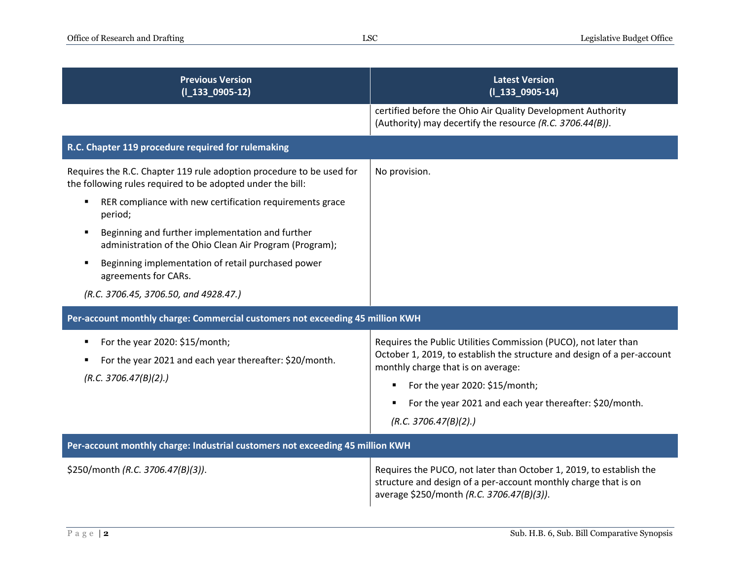| Previous Version (l_133_0905-12) | Latest Version (l_133_0905-14) |
|---|---|
| | certified before the Ohio Air Quality Development Authority (Authority) may decertify the resource *(R.C. 3706.44(B))*. |
| **R.C. Chapter 119 procedure required for rulemaking** | |
| Requires the R.C. Chapter 119 rule adoption procedure to be used for the following rules required to be adopted under the bill:<br>▪ RER compliance with new certification requirements grace period;<br>▪ Beginning and further implementation and further administration of the Ohio Clean Air Program (Program);<br>▪ Beginning implementation of retail purchased power agreements for CARs.<br>*(R.C. 3706.45, 3706.50, and 4928.47.)* | No provision. |
| **Per-account monthly charge: Commercial customers not exceeding 45 million KWH** | |
| ▪ For the year 2020: $15/month;<br>▪ For the year 2021 and each year thereafter: $20/month.<br>*(R.C. 3706.47(B)(2).)* | Requires the Public Utilities Commission (PUCO), not later than October 1, 2019, to establish the structure and design of a per-account monthly charge that is on average:<br>▪ For the year 2020: $15/month;<br>▪ For the year 2021 and each year thereafter: $20/month.<br>*(R.C. 3706.47(B)(2).)* |
| **Per-account monthly charge: Industrial customers not exceeding 45 million KWH** | |
| $250/month *(R.C. 3706.47(B)(3))*. | Requires the PUCO, not later than October 1, 2019, to establish the structure and design of a per-account monthly charge that is on average $250/month *(R.C. 3706.47(B)(3))*. |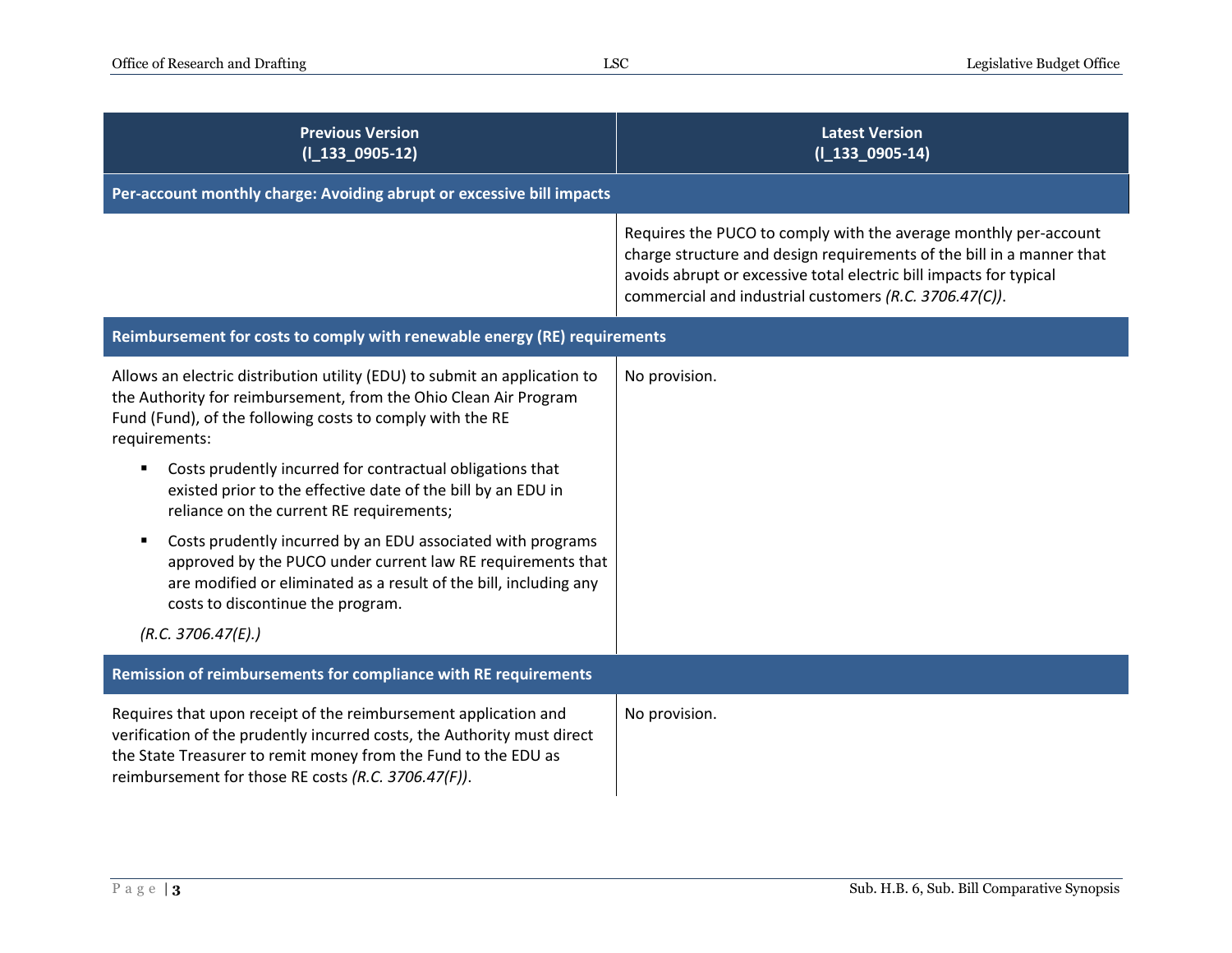| Previous Version (l_133_0905-12) | Latest Version (l_133_0905-14) |
|---|---|
| **Per-account monthly charge: Avoiding abrupt or excessive bill impacts** | |
| | Requires the PUCO to comply with the average monthly per-account charge structure and design requirements of the bill in a manner that avoids abrupt or excessive total electric bill impacts for typical commercial and industrial customers *(R.C. 3706.47(C))*. |
| **Reimbursement for costs to comply with renewable energy (RE) requirements** | |
| Allows an electric distribution utility (EDU) to submit an application to the Authority for reimbursement, from the Ohio Clean Air Program Fund (Fund), of the following costs to comply with the RE requirements:<br>▪ Costs prudently incurred for contractual obligations that existed prior to the effective date of the bill by an EDU in reliance on the current RE requirements;<br>▪ Costs prudently incurred by an EDU associated with programs approved by the PUCO under current law RE requirements that are modified or eliminated as a result of the bill, including any costs to discontinue the program.<br>*(R.C. 3706.47(E).)* | No provision. |
| **Remission of reimbursements for compliance with RE requirements** | |
| Requires that upon receipt of the reimbursement application and verification of the prudently incurred costs, the Authority must direct the State Treasurer to remit money from the Fund to the EDU as reimbursement for those RE costs *(R.C. 3706.47(F))*. | No provision. |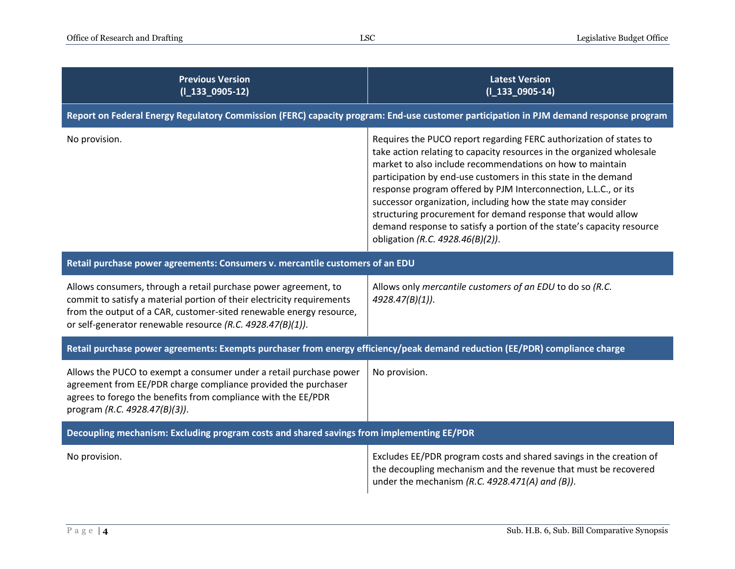| Previous Version (l_133_0905-12) | Latest Version (l_133_0905-14) |
|---|---|
| **Report on Federal Energy Regulatory Commission (FERC) capacity program: End-use customer participation in PJM demand response program** | |
| No provision. | Requires the PUCO report regarding FERC authorization of states to take action relating to capacity resources in the organized wholesale market to also include recommendations on how to maintain participation by end-use customers in this state in the demand response program offered by PJM Interconnection, L.L.C., or its successor organization, including how the state may consider structuring procurement for demand response that would allow demand response to satisfy a portion of the state's capacity resource obligation *(R.C. 4928.46(B)(2))*. |
| **Retail purchase power agreements: Consumers v. mercantile customers of an EDU** | |
| Allows consumers, through a retail purchase power agreement, to commit to satisfy a material portion of their electricity requirements from the output of a CAR, customer-sited renewable energy resource, or self-generator renewable resource *(R.C. 4928.47(B)(1))*. | Allows only *mercantile customers of an EDU* to do so *(R.C. 4928.47(B)(1))*. |
| **Retail purchase power agreements: Exempts purchaser from energy efficiency/peak demand reduction (EE/PDR) compliance charge** | |
| Allows the PUCO to exempt a consumer under a retail purchase power agreement from EE/PDR charge compliance provided the purchaser agrees to forego the benefits from compliance with the EE/PDR program *(R.C. 4928.47(B)(3))*. | No provision. |
| **Decoupling mechanism: Excluding program costs and shared savings from implementing EE/PDR** | |
| No provision. | Excludes EE/PDR program costs and shared savings in the creation of the decoupling mechanism and the revenue that must be recovered under the mechanism *(R.C. 4928.471(A) and (B))*. |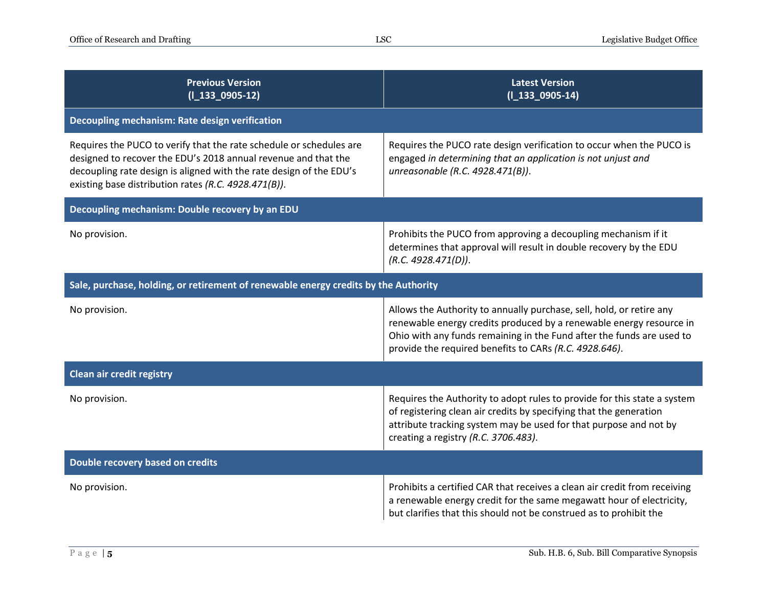| Previous Version (l_133_0905-12) | Latest Version (l_133_0905-14) |
|---|---|
| **Decoupling mechanism: Rate design verification** | |
| Requires the PUCO to verify that the rate schedule or schedules are designed to recover the EDU's 2018 annual revenue and that the decoupling rate design is aligned with the rate design of the EDU's existing base distribution rates *(R.C. 4928.471(B))*. | Requires the PUCO rate design verification to occur when the PUCO is engaged *in determining that an application is not unjust and unreasonable (R.C. 4928.471(B))*. |
| **Decoupling mechanism: Double recovery by an EDU** | |
| No provision. | Prohibits the PUCO from approving a decoupling mechanism if it determines that approval will result in double recovery by the EDU *(R.C. 4928.471(D))*. |
| **Sale, purchase, holding, or retirement of renewable energy credits by the Authority** | |
| No provision. | Allows the Authority to annually purchase, sell, hold, or retire any renewable energy credits produced by a renewable energy resource in Ohio with any funds remaining in the Fund after the funds are used to provide the required benefits to CARs *(R.C. 4928.646)*. |
| **Clean air credit registry** | |
| No provision. | Requires the Authority to adopt rules to provide for this state a system of registering clean air credits by specifying that the generation attribute tracking system may be used for that purpose and not by creating a registry *(R.C. 3706.483)*. |
| **Double recovery based on credits** | |
| No provision. | Prohibits a certified CAR that receives a clean air credit from receiving a renewable energy credit for the same megawatt hour of electricity, but clarifies that this should not be construed as to prohibit the |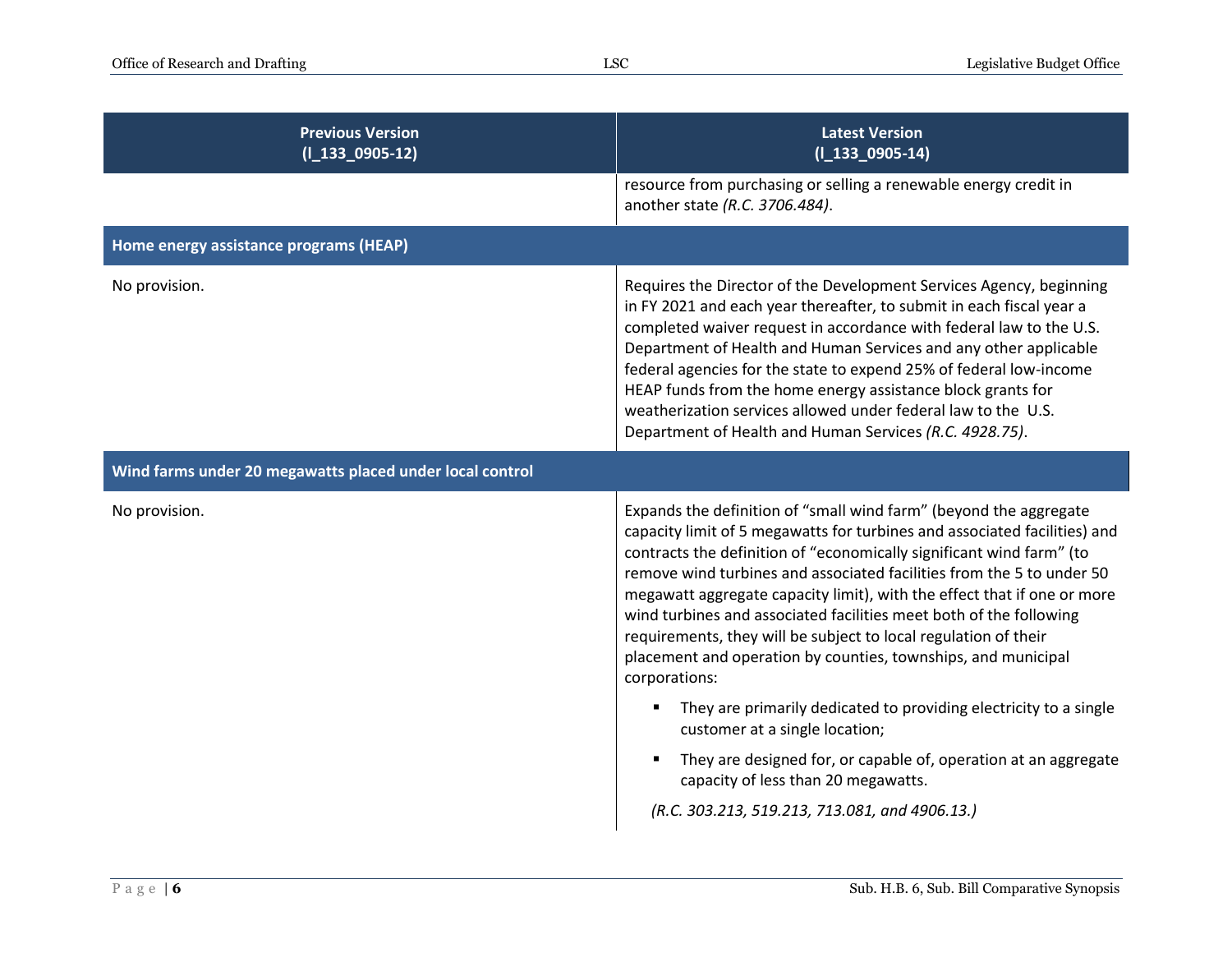| Previous Version (l_133_0905-12) | Latest Version (l_133_0905-14) |
|---|---|
| | resource from purchasing or selling a renewable energy credit in another state *(R.C. 3706.484)*. |
| **Home energy assistance programs (HEAP)** | |
| No provision. | Requires the Director of the Development Services Agency, beginning in FY 2021 and each year thereafter, to submit in each fiscal year a completed waiver request in accordance with federal law to the U.S. Department of Health and Human Services and any other applicable federal agencies for the state to expend 25% of federal low-income HEAP funds from the home energy assistance block grants for weatherization services allowed under federal law to the U.S. Department of Health and Human Services *(R.C. 4928.75)*. |
| **Wind farms under 20 megawatts placed under local control** | |
| No provision. | Expands the definition of "small wind farm" (beyond the aggregate capacity limit of 5 megawatts for turbines and associated facilities) and contracts the definition of "economically significant wind farm" (to remove wind turbines and associated facilities from the 5 to under 50 megawatt aggregate capacity limit), with the effect that if one or more wind turbines and associated facilities meet both of the following requirements, they will be subject to local regulation of their placement and operation by counties, townships, and municipal corporations:<br>▪ They are primarily dedicated to providing electricity to a single customer at a single location;<br>▪ They are designed for, or capable of, operation at an aggregate capacity of less than 20 megawatts.<br>*(R.C. 303.213, 519.213, 713.081, and 4906.13.)* |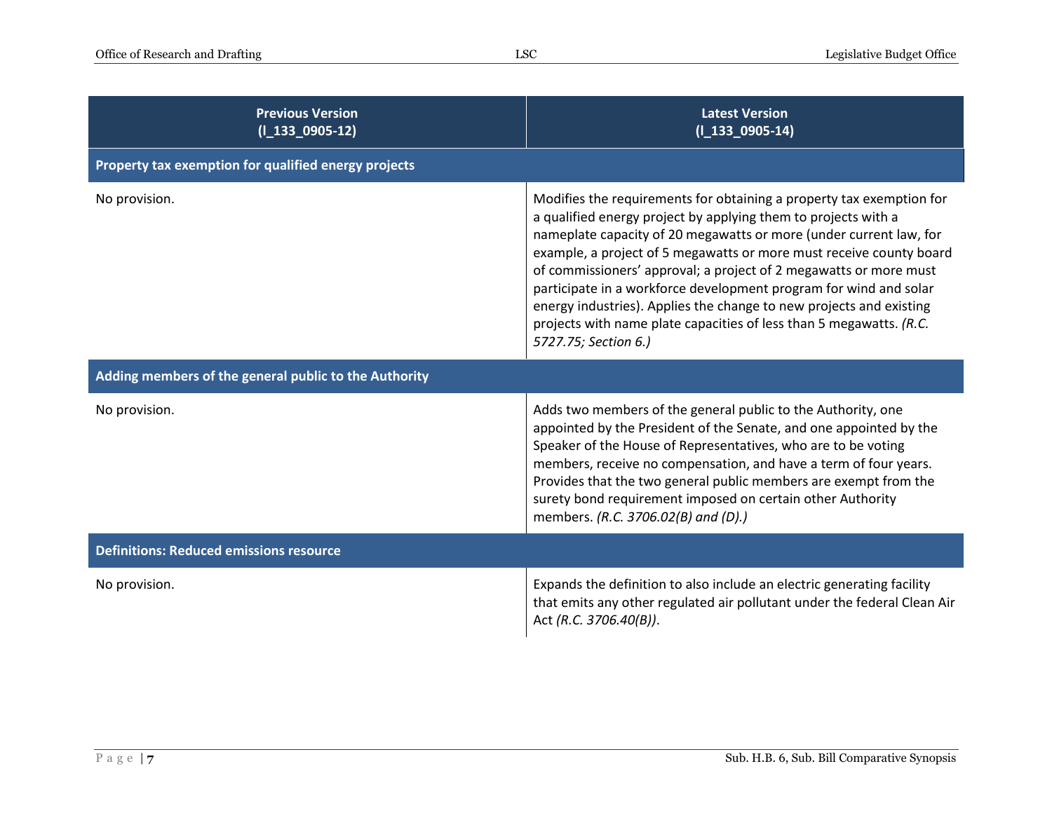| Previous Version (l_133_0905-12) | Latest Version (l_133_0905-14) |
|---|---|
| **Property tax exemption for qualified energy projects** | |
| No provision. | Modifies the requirements for obtaining a property tax exemption for a qualified energy project by applying them to projects with a nameplate capacity of 20 megawatts or more (under current law, for example, a project of 5 megawatts or more must receive county board of commissioners' approval; a project of 2 megawatts or more must participate in a workforce development program for wind and solar energy industries). Applies the change to new projects and existing projects with name plate capacities of less than 5 megawatts. *(R.C. 5727.75; Section 6.)* |
| **Adding members of the general public to the Authority** | |
| No provision. | Adds two members of the general public to the Authority, one appointed by the President of the Senate, and one appointed by the Speaker of the House of Representatives, who are to be voting members, receive no compensation, and have a term of four years. Provides that the two general public members are exempt from the surety bond requirement imposed on certain other Authority members. *(R.C. 3706.02(B) and (D).)* |
| **Definitions: Reduced emissions resource** | |
| No provision. | Expands the definition to also include an electric generating facility that emits any other regulated air pollutant under the federal Clean Air Act *(R.C. 3706.40(B))*. |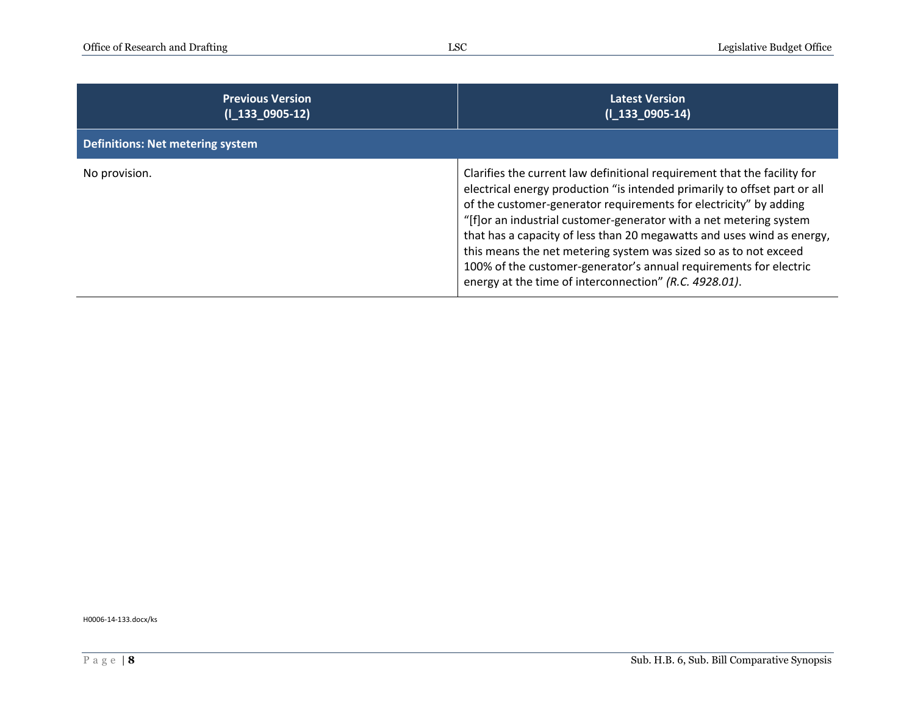| Previous Version (l_133_0905-12) | Latest Version (l_133_0905-14) |
| --- | --- |
| **Definitions: Net metering system** | |
| No provision. | Clarifies the current law definitional requirement that the facility for electrical energy production "is intended primarily to offset part or all of the customer-generator requirements for electricity" by adding "[f]or an industrial customer-generator with a net metering system that has a capacity of less than 20 megawatts and uses wind as energy, this means the net metering system was sized so as to not exceed 100% of the customer-generator's annual requirements for electric energy at the time of interconnection" *(R.C. 4928.01)*. |

H0006-14-133.docx/ks